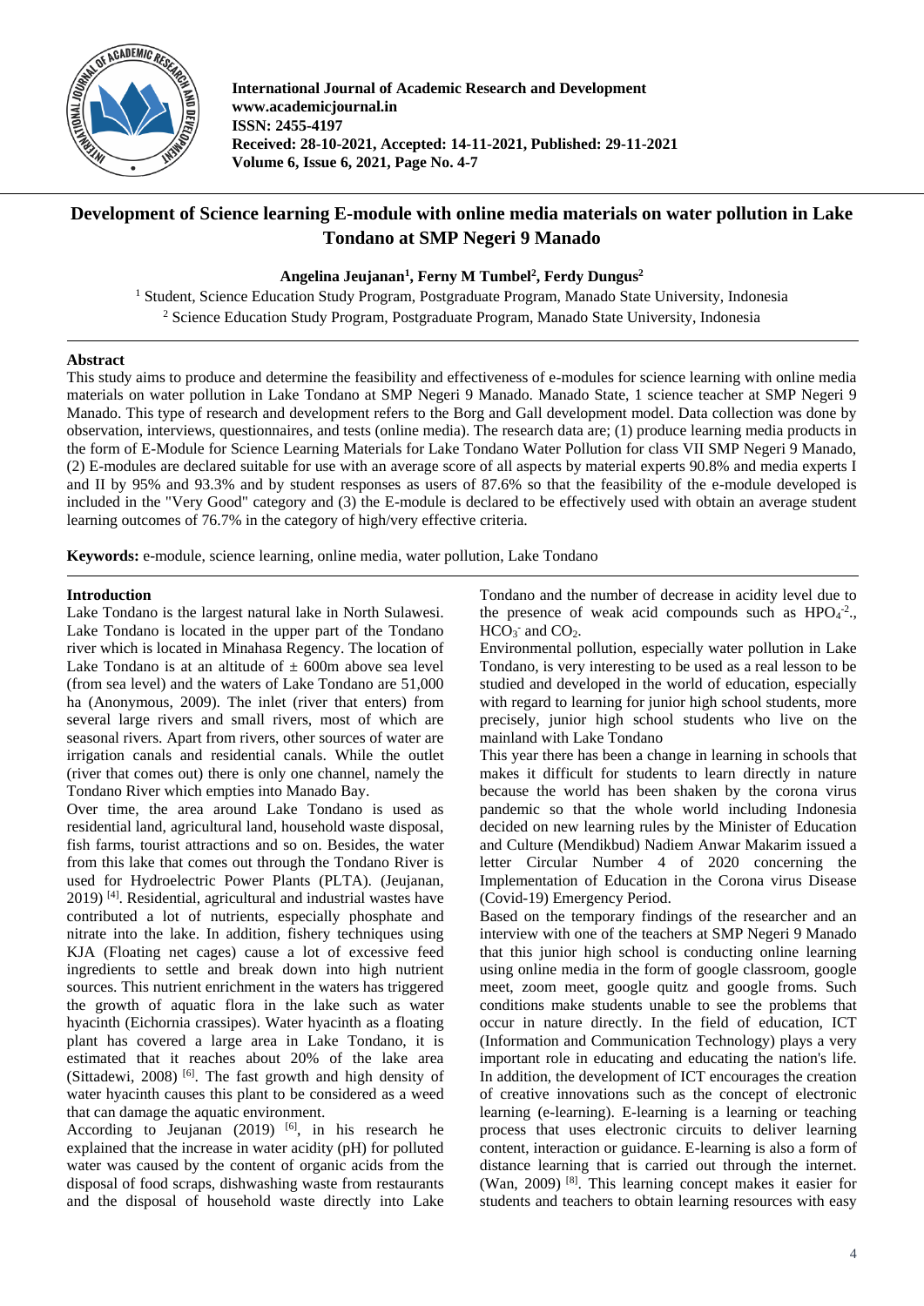# Development of Science learning E-module with online media materials on water pollution in Lake Tondano at SMP Negeri 9 Manado

**Angelina Jeujanan[1], Ferny M Tumbel[2], Ferdy Dungus[2]**

[1] Student, Science Education Study Program, Postgraduate Program, Manado State University, Indonesia
[2] Science Education Study Program, Postgraduate Program, Manado State University, Indonesia

## Abstract

This study aims to produce and determine the feasibility and effectiveness of e-modules for science learning with online media materials on water pollution in Lake Tondano at SMP Negeri 9 Manado. Manado State, 1 science teacher at SMP Negeri 9 Manado. This type of research and development refers to the Borg and Gall development model. Data collection was done by observation, interviews, questionnaires, and tests (online media). The research data are; (1) produce learning media products in the form of E-Module for Science Learning Materials for Lake Tondano Water Pollution for class VII SMP Negeri 9 Manado, (2) E-modules are declared suitable for use with an average score of all aspects by material experts 90.8% and media experts I and II by 95% and 93.3% and by student responses as users of 87.6% so that the feasibility of the e-module developed is included in the "Very Good" category and (3) the E-module is declared to be effectively used with obtain an average student learning outcomes of 76.7% in the category of high/very effective criteria.

**Keywords:** e-module, science learning, online media, water pollution, Lake Tondano

## Introduction

Lake Tondano is the largest natural lake in North Sulawesi. Lake Tondano is located in the upper part of the Tondano river which is located in Minahasa Regency. The location of Lake Tondano is at an altitude of ± 600m above sea level (from sea level) and the waters of Lake Tondano are 51,000 ha (Anonymous, 2009). The inlet (river that enters) from several large rivers and small rivers, most of which are seasonal rivers. Apart from rivers, other sources of water are irrigation canals and residential canals. While the outlet (river that comes out) there is only one channel, namely the Tondano River which empties into Manado Bay.

Over time, the area around Lake Tondano is used as residential land, agricultural land, household waste disposal, fish farms, tourist attractions and so on. Besides, the water from this lake that comes out through the Tondano River is used for Hydroelectric Power Plants (PLTA). (Jeujanan, 2019) [4]. Residential, agricultural and industrial wastes have contributed a lot of nutrients, especially phosphate and nitrate into the lake. In addition, fishery techniques using KJA (Floating net cages) cause a lot of excessive feed ingredients to settle and break down into high nutrient sources. This nutrient enrichment in the waters has triggered the growth of aquatic flora in the lake such as water hyacinth (Eichornia crassipes). Water hyacinth as a floating plant has covered a large area in Lake Tondano, it is estimated that it reaches about 20% of the lake area (Sittadewi, 2008) [6]. The fast growth and high density of water hyacinth causes this plant to be considered as a weed that can damage the aquatic environment.

According to Jeujanan (2019) [6], in his research he explained that the increase in water acidity (pH) for polluted water was caused by the content of organic acids from the disposal of food scraps, dishwashing waste from restaurants and the disposal of household waste directly into Lake Tondano and the number of decrease in acidity level due to the presence of weak acid compounds such as $HPO_4^{-2}$., $HCO_3^-$ and $CO_2$.

Environmental pollution, especially water pollution in Lake Tondano, is very interesting to be used as a real lesson to be studied and developed in the world of education, especially with regard to learning for junior high school students, more precisely, junior high school students who live on the mainland with Lake Tondano

This year there has been a change in learning in schools that makes it difficult for students to learn directly in nature because the world has been shaken by the corona virus pandemic so that the whole world including Indonesia decided on new learning rules by the Minister of Education and Culture (Mendikbud) Nadiem Anwar Makarim issued a letter Circular Number 4 of 2020 concerning the Implementation of Education in the Corona virus Disease (Covid-19) Emergency Period.

Based on the temporary findings of the researcher and an interview with one of the teachers at SMP Negeri 9 Manado that this junior high school is conducting online learning using online media in the form of google classroom, google meet, zoom meet, google quitz and google froms. Such conditions make students unable to see the problems that occur in nature directly. In the field of education, ICT (Information and Communication Technology) plays a very important role in educating and educating the nation's life. In addition, the development of ICT encourages the creation of creative innovations such as the concept of electronic learning (e-learning). E-learning is a learning or teaching process that uses electronic circuits to deliver learning content, interaction or guidance. E-learning is also a form of distance learning that is carried out through the internet. (Wan, 2009) [8]. This learning concept makes it easier for students and teachers to obtain learning resources with easy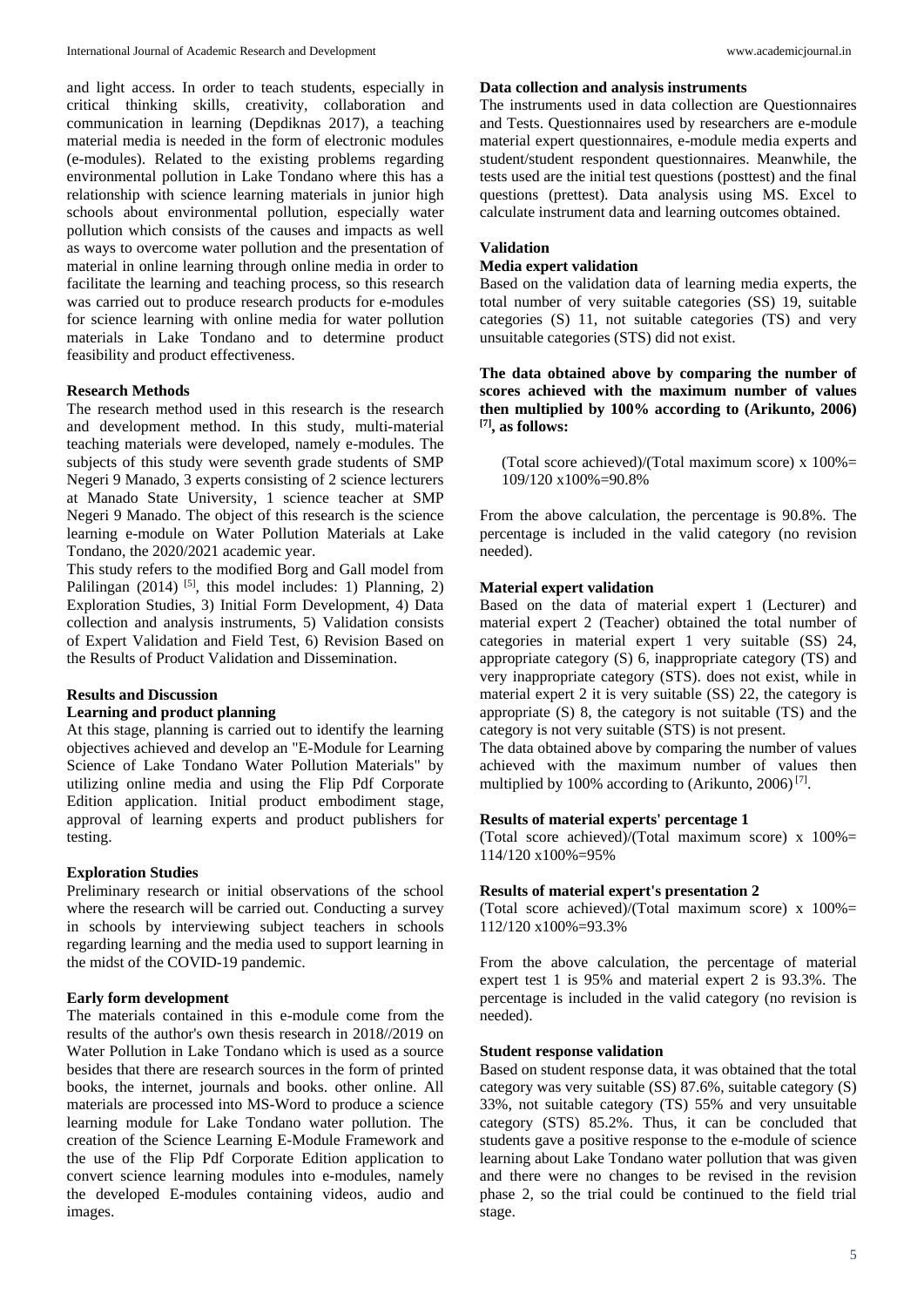and light access. In order to teach students, especially in critical thinking skills, creativity, collaboration and communication in learning (Depdiknas 2017), a teaching material media is needed in the form of electronic modules (e-modules). Related to the existing problems regarding environmental pollution in Lake Tondano where this has a relationship with science learning materials in junior high schools about environmental pollution, especially water pollution which consists of the causes and impacts as well as ways to overcome water pollution and the presentation of material in online learning through online media in order to facilitate the learning and teaching process, so this research was carried out to produce research products for e-modules for science learning with online media for water pollution materials in Lake Tondano and to determine product feasibility and product effectiveness.

### Research Methods

The research method used in this research is the research and development method. In this study, multi-material teaching materials were developed, namely e-modules. The subjects of this study were seventh grade students of SMP Negeri 9 Manado, 3 experts consisting of 2 science lecturers at Manado State University, 1 science teacher at SMP Negeri 9 Manado. The object of this research is the science learning e-module on Water Pollution Materials at Lake Tondano, the 2020/2021 academic year.

This study refers to the modified Borg and Gall model from Palilingan (2014) [5], this model includes: 1) Planning, 2) Exploration Studies, 3) Initial Form Development, 4) Data collection and analysis instruments, 5) Validation consists of Expert Validation and Field Test, 6) Revision Based on the Results of Product Validation and Dissemination.

### Results and Discussion

#### Learning and product planning

At this stage, planning is carried out to identify the learning objectives achieved and develop an "E-Module for Learning Science of Lake Tondano Water Pollution Materials" by utilizing online media and using the Flip Pdf Corporate Edition application. Initial product embodiment stage, approval of learning experts and product publishers for testing.

#### Exploration Studies

Preliminary research or initial observations of the school where the research will be carried out. Conducting a survey in schools by interviewing subject teachers in schools regarding learning and the media used to support learning in the midst of the COVID-19 pandemic.

#### Early form development

The materials contained in this e-module come from the results of the author's own thesis research in 2018//2019 on Water Pollution in Lake Tondano which is used as a source besides that there are research sources in the form of printed books, the internet, journals and books. other online. All materials are processed into MS-Word to produce a science learning module for Lake Tondano water pollution. The creation of the Science Learning E-Module Framework and the use of the Flip Pdf Corporate Edition application to convert science learning modules into e-modules, namely the developed E-modules containing videos, audio and images.

#### Data collection and analysis instruments

The instruments used in data collection are Questionnaires and Tests. Questionnaires used by researchers are e-module material expert questionnaires, e-module media experts and student/student respondent questionnaires. Meanwhile, the tests used are the initial test questions (posttest) and the final questions (prettest). Data analysis using MS. Excel to calculate instrument data and learning outcomes obtained.

#### Validation

#### Media expert validation

Based on the validation data of learning media experts, the total number of very suitable categories (SS) 19, suitable categories (S) 11, not suitable categories (TS) and very unsuitable categories (STS) did not exist.

**The data obtained above by comparing the number of scores achieved with the maximum number of values then multiplied by 100% according to (Arikunto, 2006) [7], as follows:**

(Total score achieved)/(Total maximum score) x 100%= 109/120 x100%=90.8%

From the above calculation, the percentage is 90.8%. The percentage is included in the valid category (no revision needed).

#### Material expert validation

Based on the data of material expert 1 (Lecturer) and material expert 2 (Teacher) obtained the total number of categories in material expert 1 very suitable (SS) 24, appropriate category (S) 6, inappropriate category (TS) and very inappropriate category (STS). does not exist, while in material expert 2 it is very suitable (SS) 22, the category is appropriate (S) 8, the category is not suitable (TS) and the category is not very suitable (STS) is not present.

The data obtained above by comparing the number of values achieved with the maximum number of values then multiplied by 100% according to (Arikunto, 2006) [7].

#### Results of material experts' percentage 1

(Total score achieved)/(Total maximum score) x 100%= 114/120 x100%=95%

#### Results of material expert's presentation 2

(Total score achieved)/(Total maximum score) x 100%= 112/120 x100%=93.3%

From the above calculation, the percentage of material expert test 1 is 95% and material expert 2 is 93.3%. The percentage is included in the valid category (no revision is needed).

#### Student response validation

Based on student response data, it was obtained that the total category was very suitable (SS) 87.6%, suitable category (S) 33%, not suitable category (TS) 55% and very unsuitable category (STS) 85.2%. Thus, it can be concluded that students gave a positive response to the e-module of science learning about Lake Tondano water pollution that was given and there were no changes to be revised in the revision phase 2, so the trial could be continued to the field trial stage.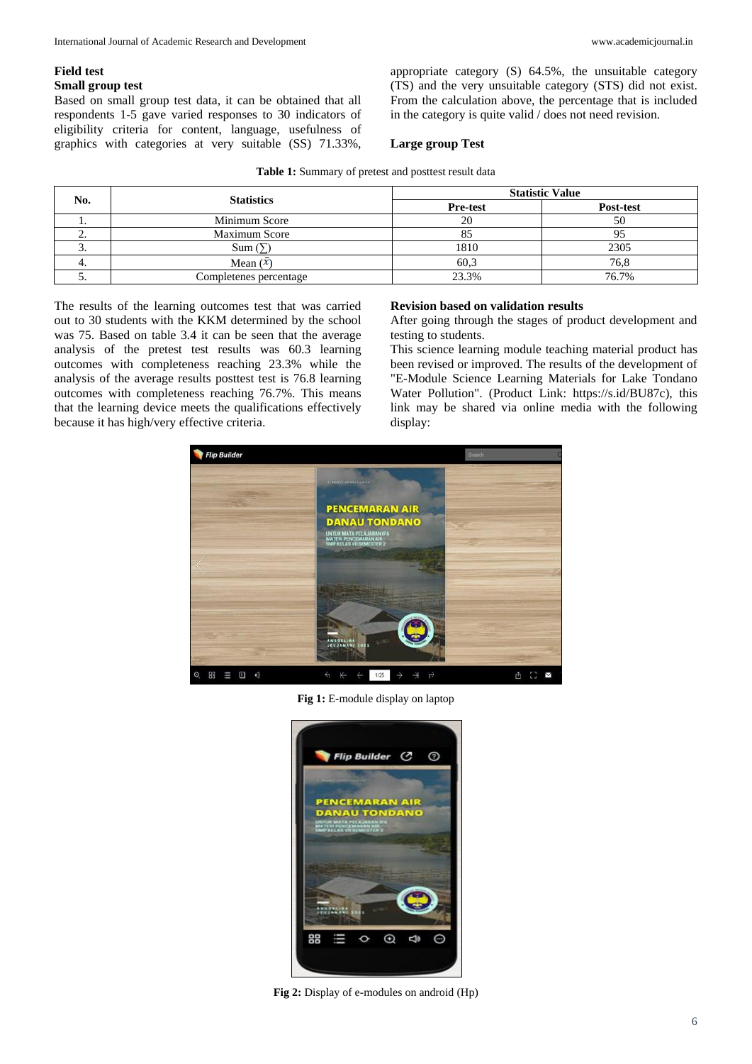### Field test

### Small group test

Based on small group test data, it can be obtained that all respondents 1-5 gave varied responses to 30 indicators of eligibility criteria for content, language, usefulness of graphics with categories at very suitable (SS) 71.33%, appropriate category (S) 64.5%, the unsuitable category (TS) and the very unsuitable category (STS) did not exist. From the calculation above, the percentage that is included in the category is quite valid / does not need revision.

### Large group Test

**Table 1:** Summary of pretest and posttest result data

| No. | Statistics | Statistic Value | |
|---|---|---|---|
| | | **Pre-test** | **Post-test** |
| 1. | Minimum Score | 20 | 50 |
| 2. | Maximum Score | 85 | 95 |
| 3. | Sum ($\sum$) | 1810 | 2305 |
| 4. | Mean ($\bar{x}$) | 60,3 | 76,8 |
| 5. | Completenes percentage | 23.3% | 76.7% |

The results of the learning outcomes test that was carried out to 30 students with the KKM determined by the school was 75. Based on table 3.4 it can be seen that the average analysis of the pretest test results was 60.3 learning outcomes with completeness reaching 23.3% while the analysis of the average results posttest test is 76.8 learning outcomes with completeness reaching 76.7%. This means that the learning device meets the qualifications effectively because it has high/very effective criteria.

### Revision based on validation results

After going through the stages of product development and testing to students.

This science learning module teaching material product has been revised or improved. The results of the development of "E-Module Science Learning Materials for Lake Tondano Water Pollution". (Product Link: https://s.id/BU87c), this link may be shared via online media with the following display:

**Fig 1:** E-module display on laptop

**Fig 2:** Display of e-modules on android (Hp)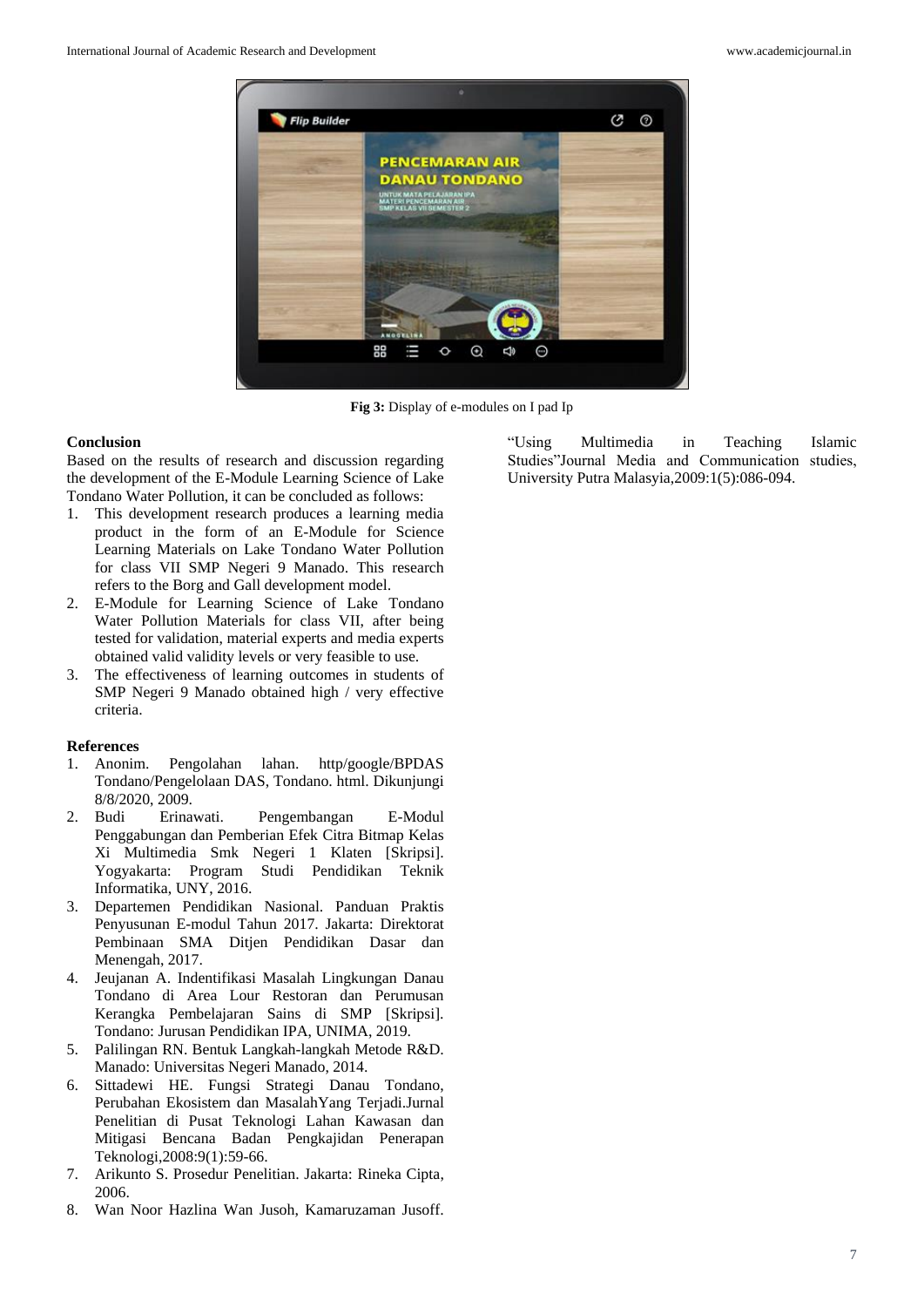Fig 3: Display of e-modules on I pad Ip

## Conclusion

Based on the results of research and discussion regarding the development of the E-Module Learning Science of Lake Tondano Water Pollution, it can be concluded as follows:

1. This development research produces a learning media product in the form of an E-Module for Science Learning Materials on Lake Tondano Water Pollution for class VII SMP Negeri 9 Manado. This research refers to the Borg and Gall development model.
2. E-Module for Learning Science of Lake Tondano Water Pollution Materials for class VII, after being tested for validation, material experts and media experts obtained valid validity levels or very feasible to use.
3. The effectiveness of learning outcomes in students of SMP Negeri 9 Manado obtained high / very effective criteria.

## References

1. Anonim. Pengolahan lahan. http/google/BPDAS Tondano/Pengelolaan DAS, Tondano. html. Dikunjungi 8/8/2020, 2009.
2. Budi Erinawati. Pengembangan E-Modul Penggabungan dan Pemberian Efek Citra Bitmap Kelas Xi Multimedia Smk Negeri 1 Klaten [Skripsi]. Yogyakarta: Program Studi Pendidikan Teknik Informatika, UNY, 2016.
3. Departemen Pendidikan Nasional. Panduan Praktis Penyusunan E-modul Tahun 2017. Jakarta: Direktorat Pembinaan SMA Ditjen Pendidikan Dasar dan Menengah, 2017.
4. Jeujanan A. Indentifikasi Masalah Lingkungan Danau Tondano di Area Lour Restoran dan Perumusan Kerangka Pembelajaran Sains di SMP [Skripsi]. Tondano: Jurusan Pendidikan IPA, UNIMA, 2019.
5. Palilingan RN. Bentuk Langkah-langkah Metode R&D. Manado: Universitas Negeri Manado, 2014.
6. Sittadewi HE. Fungsi Strategi Danau Tondano, Perubahan Ekosistem dan MasalahYang Terjadi.Jurnal Penelitian di Pusat Teknologi Lahan Kawasan dan Mitigasi Bencana Badan Pengkajidan Penerapan Teknologi,2008:9(1):59-66.
7. Arikunto S. Prosedur Penelitian. Jakarta: Rineka Cipta, 2006.
8. Wan Noor Hazlina Wan Jusoh, Kamaruzaman Jusoff. "Using Multimedia in Teaching Islamic Studies"Journal Media and Communication studies, University Putra Malasyia,2009:1(5):086-094.